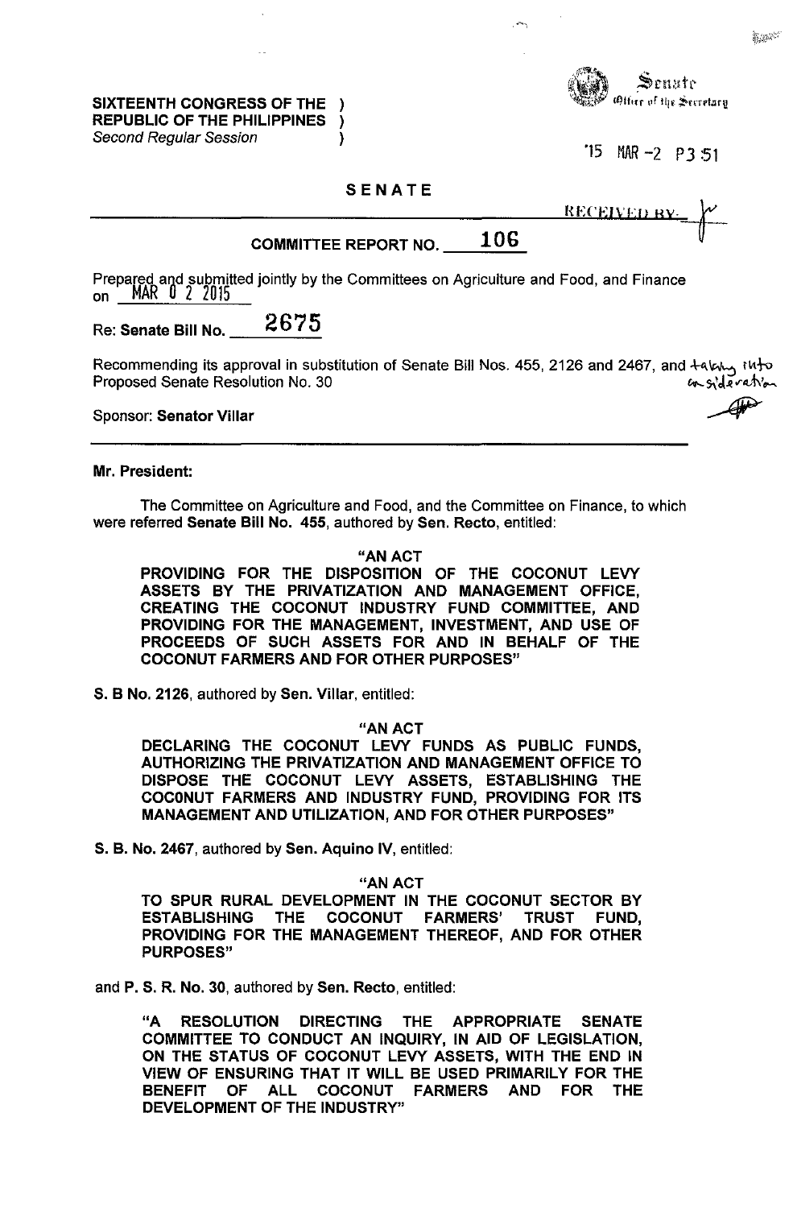SIXTEENTH CONGRESS OF THE )
REPUBLIC OF THE PHILIPPINES )
*Second Regular Session* )

Senate
Office of the Secretary

'15 MAR -2 P3:51

RECEIVED BY:

# SENATE

## COMMITTEE REPORT NO. 106

Prepared and submitted jointly by the Committees on Agriculture and Food, and Finance on MAR 0 2 2015

**Re: Senate Bill No. 2675**

Recommending its approval in substitution of Senate Bill Nos. 455, 2126 and 2467, and taking into consideration Proposed Senate Resolution No. 30

Sponsor: **Senator Villar**

**Mr. President:**

The Committee on Agriculture and Food, and the Committee on Finance, to which were referred **Senate Bill No. 455**, authored by **Sen. Recto**, entitled:

> "AN ACT
> **PROVIDING FOR THE DISPOSITION OF THE COCONUT LEVY ASSETS BY THE PRIVATIZATION AND MANAGEMENT OFFICE, CREATING THE COCONUT INDUSTRY FUND COMMITTEE, AND PROVIDING FOR THE MANAGEMENT, INVESTMENT, AND USE OF PROCEEDS OF SUCH ASSETS FOR AND IN BEHALF OF THE COCONUT FARMERS AND FOR OTHER PURPOSES"**

**S. B No. 2126**, authored by **Sen. Villar**, entitled:

> "AN ACT
> **DECLARING THE COCONUT LEVY FUNDS AS PUBLIC FUNDS, AUTHORIZING THE PRIVATIZATION AND MANAGEMENT OFFICE TO DISPOSE THE COCONUT LEVY ASSETS, ESTABLISHING THE COCONUT FARMERS AND INDUSTRY FUND, PROVIDING FOR ITS MANAGEMENT AND UTILIZATION, AND FOR OTHER PURPOSES"**

**S. B. No. 2467**, authored by **Sen. Aquino IV**, entitled:

> "AN ACT
> **TO SPUR RURAL DEVELOPMENT IN THE COCONUT SECTOR BY ESTABLISHING THE COCONUT FARMERS' TRUST FUND, PROVIDING FOR THE MANAGEMENT THEREOF, AND FOR OTHER PURPOSES"**

and **P. S. R. No. 30**, authored by **Sen. Recto**, entitled:

> **"A RESOLUTION DIRECTING THE APPROPRIATE SENATE COMMITTEE TO CONDUCT AN INQUIRY, IN AID OF LEGISLATION, ON THE STATUS OF COCONUT LEVY ASSETS, WITH THE END IN VIEW OF ENSURING THAT IT WILL BE USED PRIMARILY FOR THE BENEFIT OF ALL COCONUT FARMERS AND FOR THE DEVELOPMENT OF THE INDUSTRY"**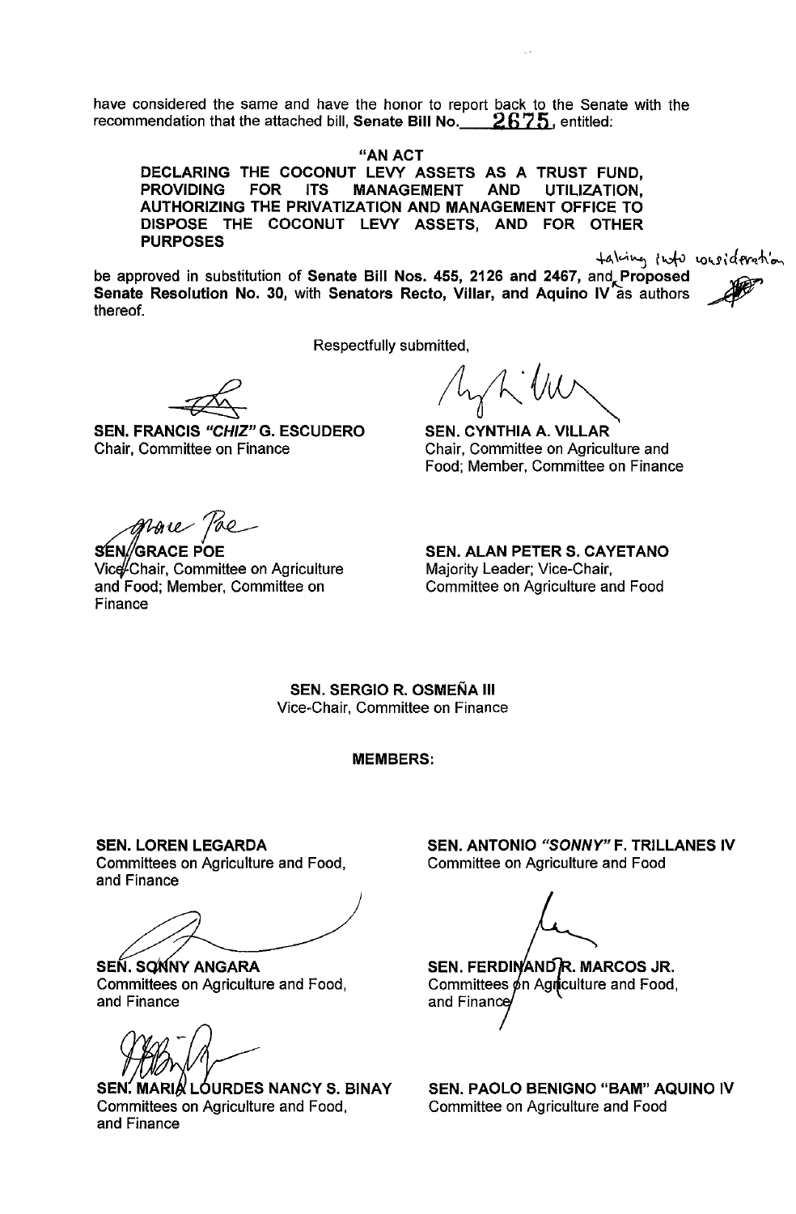have considered the same and have the honor to report back to the Senate with the recommendation that the attached bill, **Senate Bill No. 2675**, entitled:

**"AN ACT**
**DECLARING THE COCONUT LEVY ASSETS AS A TRUST FUND, PROVIDING FOR ITS MANAGEMENT AND UTILIZATION, AUTHORIZING THE PRIVATIZATION AND MANAGEMENT OFFICE TO DISPOSE THE COCONUT LEVY ASSETS, AND FOR OTHER PURPOSES**

be approved in substitution of **Senate Bill Nos. 455, 2126 and 2467,** and taking into consideration **Proposed Senate Resolution No. 30,** with **Senators Recto, Villar, and Aquino IV** as authors thereof.

Respectfully submitted,

**SEN. FRANCIS "*CHIZ*" G. ESCUDERO**
Chair, Committee on Finance

**SEN. CYNTHIA A. VILLAR**
Chair, Committee on Agriculture and Food; Member, Committee on Finance

**SEN. GRACE POE**
Vice-Chair, Committee on Agriculture and Food; Member, Committee on Finance

**SEN. ALAN PETER S. CAYETANO**
Majority Leader; Vice-Chair, Committee on Agriculture and Food

**SEN. SERGIO R. OSMEÑA III**
Vice-Chair, Committee on Finance

**MEMBERS:**

**SEN. LOREN LEGARDA**
Committees on Agriculture and Food, and Finance

**SEN. ANTONIO "*SONNY*" F. TRILLANES IV**
Committee on Agriculture and Food

**SEN. SONNY ANGARA**
Committees on Agriculture and Food, and Finance

**SEN. FERDINAND R. MARCOS JR.**
Committees on Agriculture and Food, and Finance

**SEN. MARIA LOURDES NANCY S. BINAY**
Committees on Agriculture and Food, and Finance

**SEN. PAOLO BENIGNO "BAM" AQUINO IV**
Committee on Agriculture and Food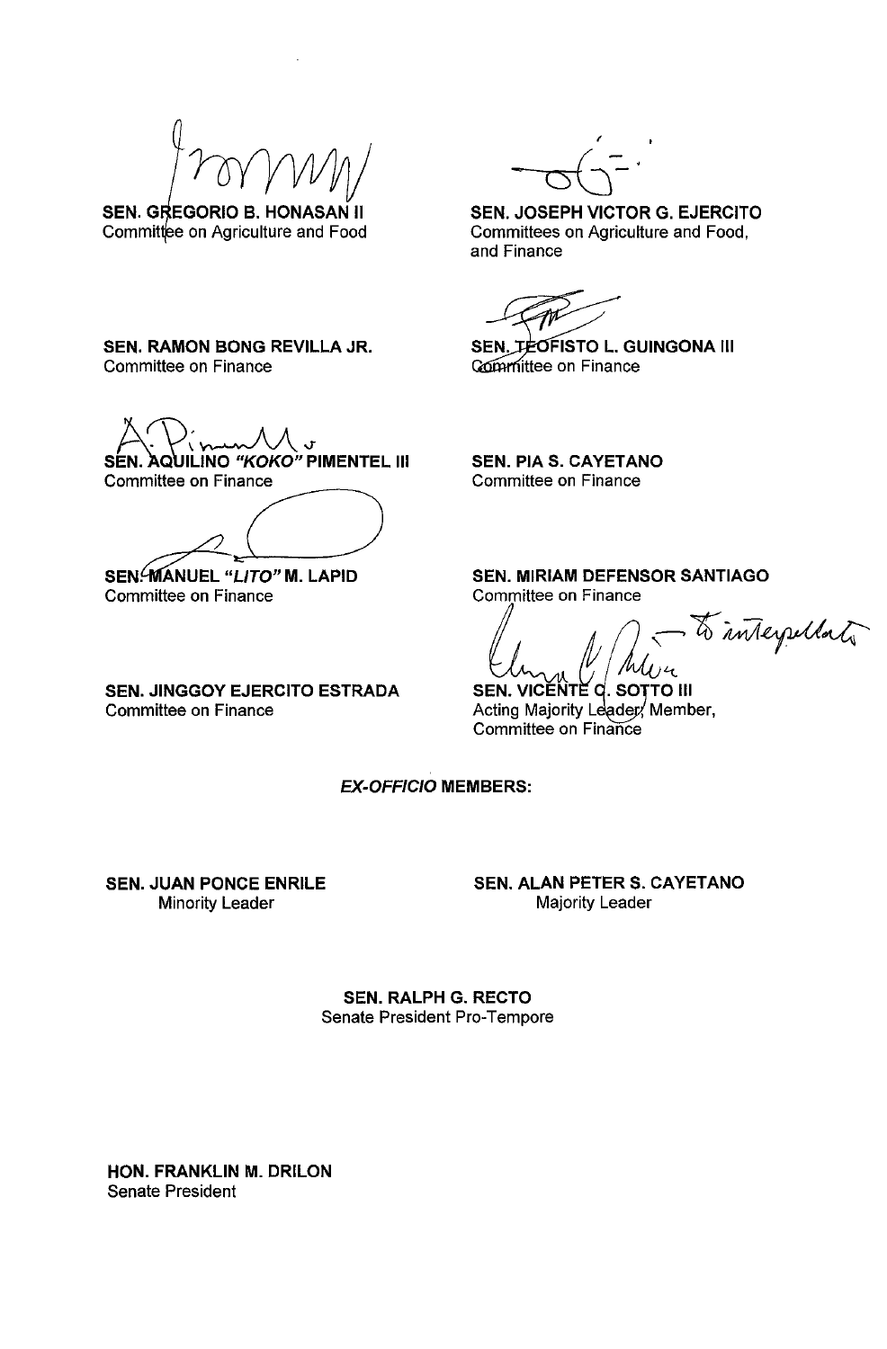**SEN. GREGORIO B. HONASAN II**
Committee on Agriculture and Food

**SEN. JOSEPH VICTOR G. EJERCITO**
Committees on Agriculture and Food, and Finance

**SEN. RAMON BONG REVILLA JR.**
Committee on Finance

**SEN. TEOFISTO L. GUINGONA III**
Committee on Finance

**SEN. AQUILINO *"KOKO"* PIMENTEL III**
Committee on Finance

**SEN. PIA S. CAYETANO**
Committee on Finance

**SEN. MANUEL *"LITO"* M. LAPID**
Committee on Finance

**SEN. MIRIAM DEFENSOR SANTIAGO**
Committee on Finance

to interpellate

**SEN. JINGGOY EJERCITO ESTRADA**
Committee on Finance

**SEN. VICENTE C. SOTTO III**
Acting Majority Leader; Member, Committee on Finance

***EX-OFFICIO* MEMBERS:**

**SEN. JUAN PONCE ENRILE**
Minority Leader

**SEN. ALAN PETER S. CAYETANO**
Majority Leader

**SEN. RALPH G. RECTO**
Senate President Pro-Tempore

**HON. FRANKLIN M. DRILON**
Senate President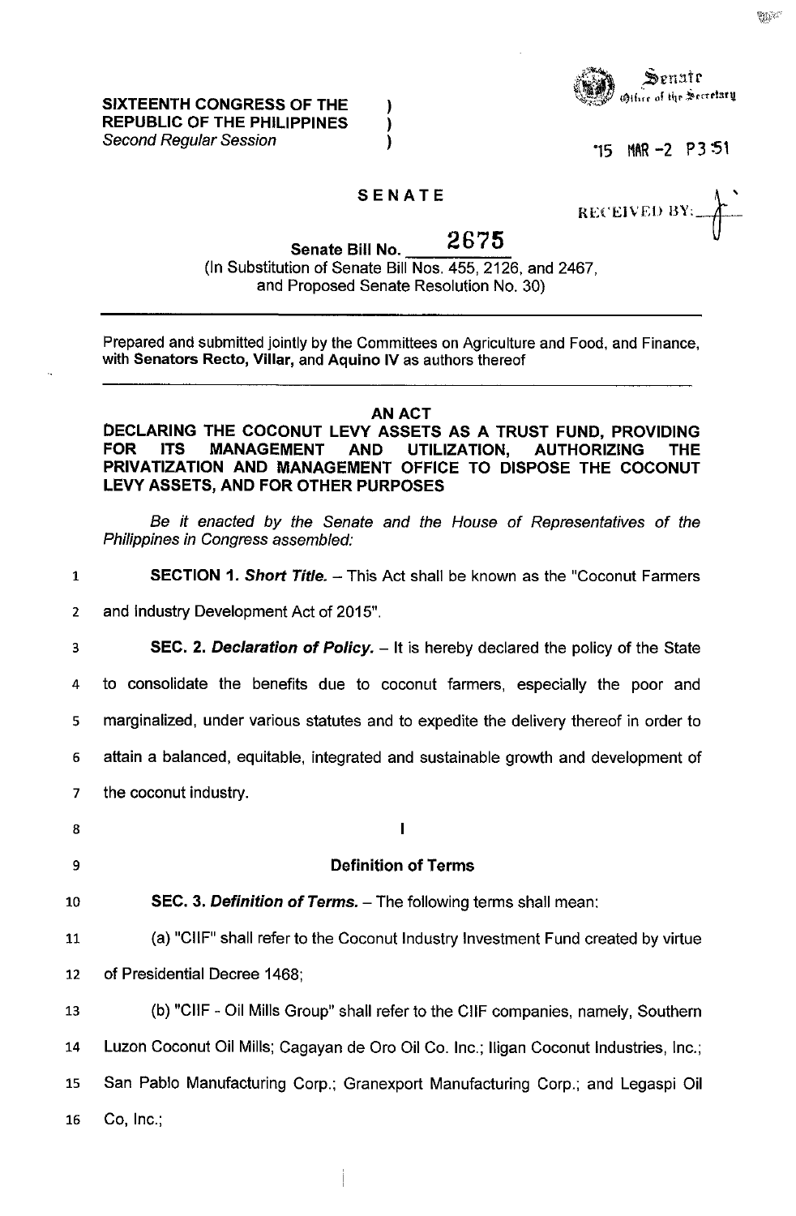**SIXTEENTH CONGRESS OF THE REPUBLIC OF THE PHILIPPINES**
*Second Regular Session*

Senate
Office of the Secretary

'15 MAR -2 P3:51

RECEIVED BY:

**SENATE**

**Senate Bill No. 2675**
(In Substitution of Senate Bill Nos. 455, 2126, and 2467, and Proposed Senate Resolution No. 30)

Prepared and submitted jointly by the Committees on Agriculture and Food, and Finance, with **Senators Recto, Villar,** and **Aquino IV** as authors thereof

**AN ACT**
**DECLARING THE COCONUT LEVY ASSETS AS A TRUST FUND, PROVIDING FOR ITS MANAGEMENT AND UTILIZATION, AUTHORIZING THE PRIVATIZATION AND MANAGEMENT OFFICE TO DISPOSE THE COCONUT LEVY ASSETS, AND FOR OTHER PURPOSES**

*Be it enacted by the Senate and the House of Representatives of the Philippines in Congress assembled:*

**SECTION 1. *Short Title.*** – This Act shall be known as the "Coconut Farmers and Industry Development Act of 2015".

**SEC. 2. *Declaration of Policy.*** – It is hereby declared the policy of the State to consolidate the benefits due to coconut farmers, especially the poor and marginalized, under various statutes and to expedite the delivery thereof in order to attain a balanced, equitable, integrated and sustainable growth and development of the coconut industry.

**I**

**Definition of Terms**

**SEC. 3. *Definition of Terms.*** – The following terms shall mean:

(a) "CIIF" shall refer to the Coconut Industry Investment Fund created by virtue of Presidential Decree 1468;

(b) "CIIF - Oil Mills Group" shall refer to the CIIF companies, namely, Southern Luzon Coconut Oil Mills; Cagayan de Oro Oil Co. Inc.; Iligan Coconut Industries, Inc.; San Pablo Manufacturing Corp.; Granexport Manufacturing Corp.; and Legaspi Oil Co, Inc.;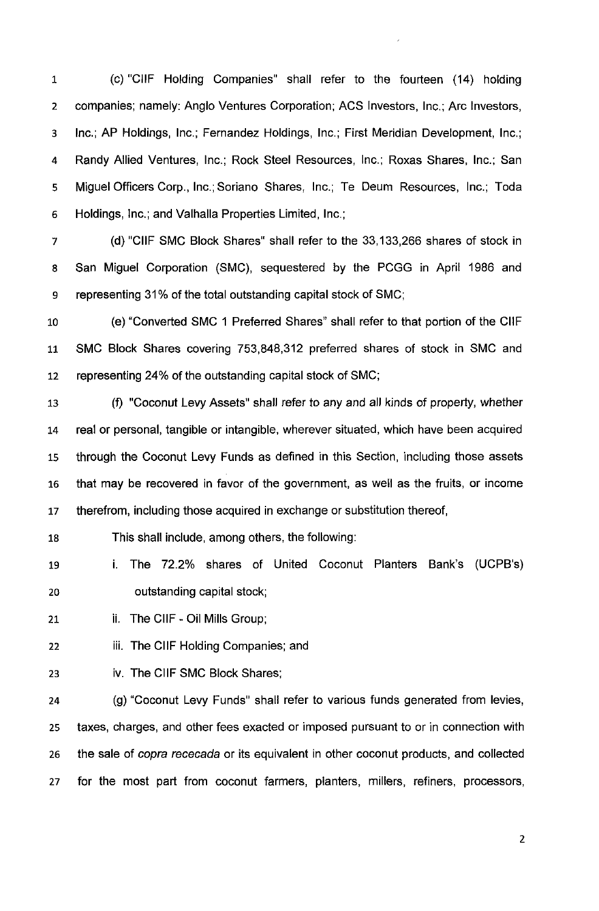(c) "CIIF Holding Companies" shall refer to the fourteen (14) holding companies; namely: Anglo Ventures Corporation; ACS Investors, Inc.; Arc Investors, Inc.; AP Holdings, Inc.; Fernandez Holdings, Inc.; First Meridian Development, Inc.; Randy Allied Ventures, Inc.; Rock Steel Resources, Inc.; Roxas Shares, Inc.; San Miguel Officers Corp., Inc.; Soriano Shares, Inc.; Te Deum Resources, Inc.; Toda Holdings, Inc.; and Valhalla Properties Limited, Inc.;

(d) "CIIF SMC Block Shares" shall refer to the 33,133,266 shares of stock in San Miguel Corporation (SMC), sequestered by the PCGG in April 1986 and representing 31% of the total outstanding capital stock of SMC;

(e) "Converted SMC 1 Preferred Shares" shall refer to that portion of the CIIF SMC Block Shares covering 753,848,312 preferred shares of stock in SMC and representing 24% of the outstanding capital stock of SMC;

(f) "Coconut Levy Assets" shall refer to any and all kinds of property, whether real or personal, tangible or intangible, wherever situated, which have been acquired through the Coconut Levy Funds as defined in this Section, including those assets that may be recovered in favor of the government, as well as the fruits, or income therefrom, including those acquired in exchange or substitution thereof,

This shall include, among others, the following:

i. The 72.2% shares of United Coconut Planters Bank's (UCPB's) outstanding capital stock;

ii. The CIIF - Oil Mills Group;

iii. The CIIF Holding Companies; and

iv. The CIIF SMC Block Shares;

(g) "Coconut Levy Funds" shall refer to various funds generated from levies, taxes, charges, and other fees exacted or imposed pursuant to or in connection with the sale of *copra rececada* or its equivalent in other coconut products, and collected for the most part from coconut farmers, planters, millers, refiners, processors,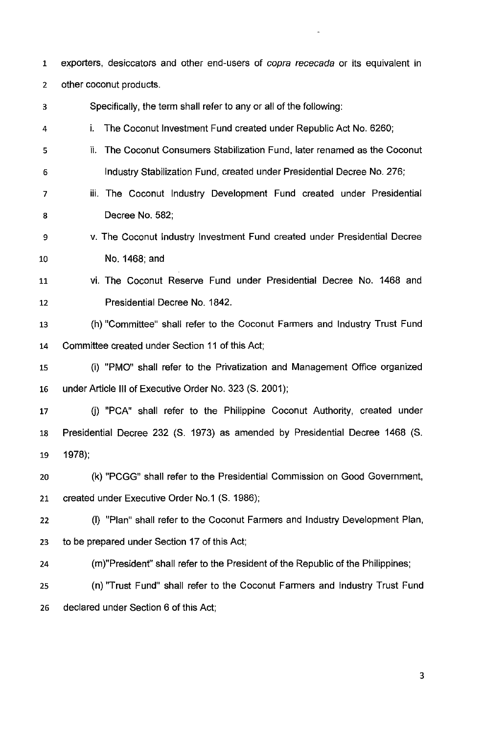exporters, desiccators and other end-users of *copra rececada* or its equivalent in other coconut products.

Specifically, the term shall refer to any or all of the following:

i. The Coconut Investment Fund created under Republic Act No. 6260;

ii. The Coconut Consumers Stabilization Fund, later renamed as the Coconut Industry Stabilization Fund, created under Presidential Decree No. 276;

iii. The Coconut Industry Development Fund created under Presidential Decree No. 582;

v. The Coconut Industry Investment Fund created under Presidential Decree No. 1468; and

vi. The Coconut Reserve Fund under Presidential Decree No. 1468 and Presidential Decree No. 1842.

(h) "Committee" shall refer to the Coconut Farmers and Industry Trust Fund Committee created under Section 11 of this Act;

(i) "PMO" shall refer to the Privatization and Management Office organized under Article III of Executive Order No. 323 (S. 2001);

(j) "PCA" shall refer to the Philippine Coconut Authority, created under Presidential Decree 232 (S. 1973) as amended by Presidential Decree 1468 (S. 1978);

(k) "PCGG" shall refer to the Presidential Commission on Good Government, created under Executive Order No.1 (S. 1986);

(l) "Plan" shall refer to the Coconut Farmers and Industry Development Plan, to be prepared under Section 17 of this Act;

(m)"President" shall refer to the President of the Republic of the Philippines;

(n) "Trust Fund" shall refer to the Coconut Farmers and Industry Trust Fund declared under Section 6 of this Act;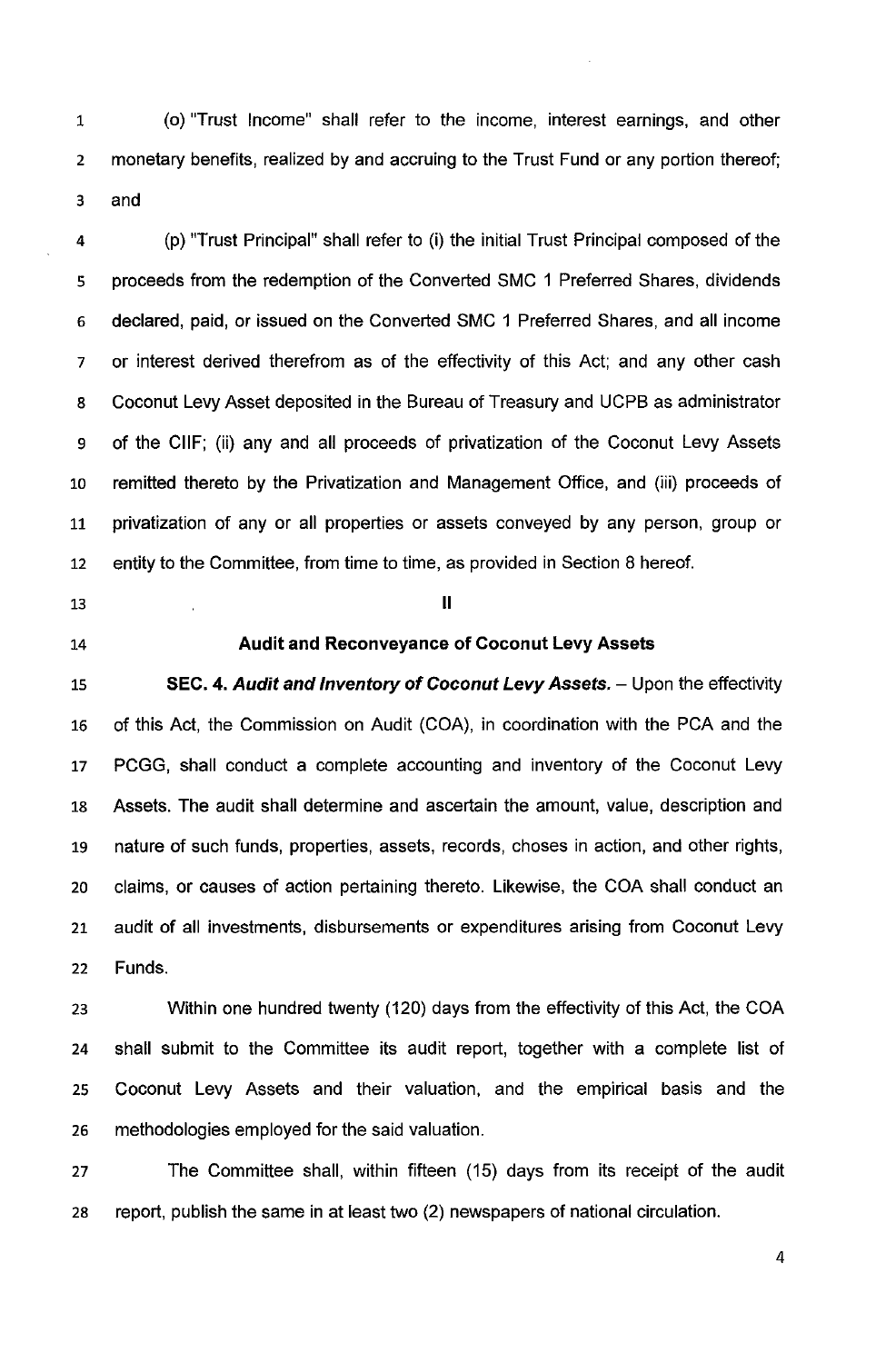(o) "Trust Income" shall refer to the income, interest earnings, and other monetary benefits, realized by and accruing to the Trust Fund or any portion thereof; and

(p) "Trust Principal" shall refer to (i) the initial Trust Principal composed of the proceeds from the redemption of the Converted SMC 1 Preferred Shares, dividends declared, paid, or issued on the Converted SMC 1 Preferred Shares, and all income or interest derived therefrom as of the effectivity of this Act; and any other cash Coconut Levy Asset deposited in the Bureau of Treasury and UCPB as administrator of the CIIF; (ii) any and all proceeds of privatization of the Coconut Levy Assets remitted thereto by the Privatization and Management Office, and (iii) proceeds of privatization of any or all properties or assets conveyed by any person, group or entity to the Committee, from time to time, as provided in Section 8 hereof.

## II

## Audit and Reconveyance of Coconut Levy Assets

**SEC. 4. *Audit and Inventory of Coconut Levy Assets.*** – Upon the effectivity of this Act, the Commission on Audit (COA), in coordination with the PCA and the PCGG, shall conduct a complete accounting and inventory of the Coconut Levy Assets. The audit shall determine and ascertain the amount, value, description and nature of such funds, properties, assets, records, choses in action, and other rights, claims, or causes of action pertaining thereto. Likewise, the COA shall conduct an audit of all investments, disbursements or expenditures arising from Coconut Levy Funds.

Within one hundred twenty (120) days from the effectivity of this Act, the COA shall submit to the Committee its audit report, together with a complete list of Coconut Levy Assets and their valuation, and the empirical basis and the methodologies employed for the said valuation.

The Committee shall, within fifteen (15) days from its receipt of the audit report, publish the same in at least two (2) newspapers of national circulation.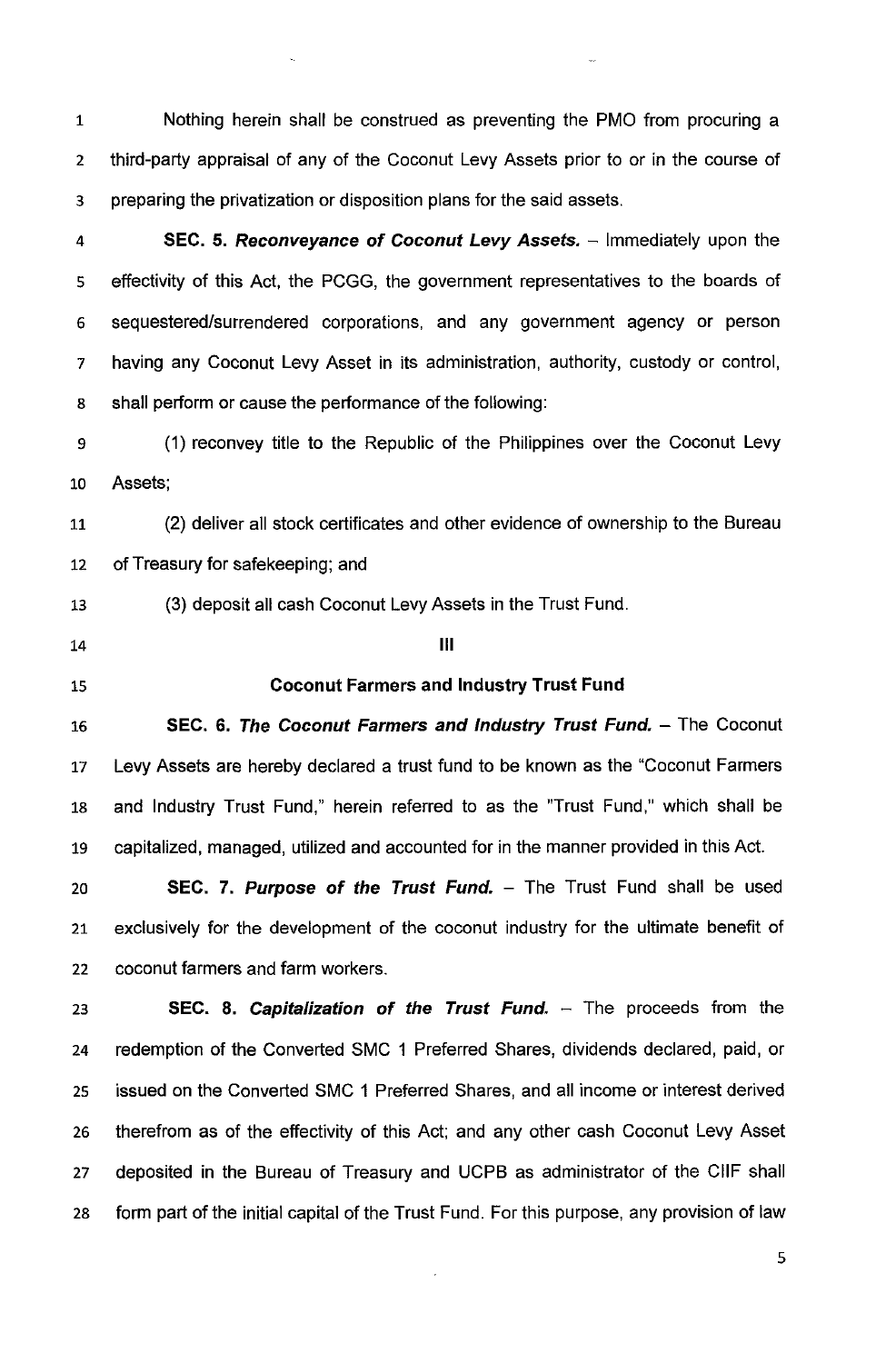Nothing herein shall be construed as preventing the PMO from procuring a third-party appraisal of any of the Coconut Levy Assets prior to or in the course of preparing the privatization or disposition plans for the said assets.

**SEC. 5.** ***Reconveyance of Coconut Levy Assets.*** – Immediately upon the effectivity of this Act, the PCGG, the government representatives to the boards of sequestered/surrendered corporations, and any government agency or person having any Coconut Levy Asset in its administration, authority, custody or control, shall perform or cause the performance of the following:

(1) reconvey title to the Republic of the Philippines over the Coconut Levy Assets;

(2) deliver all stock certificates and other evidence of ownership to the Bureau of Treasury for safekeeping; and

(3) deposit all cash Coconut Levy Assets in the Trust Fund.

## III

## Coconut Farmers and Industry Trust Fund

**SEC. 6.** ***The Coconut Farmers and Industry Trust Fund.*** – The Coconut Levy Assets are hereby declared a trust fund to be known as the "Coconut Farmers and Industry Trust Fund," herein referred to as the "Trust Fund," which shall be capitalized, managed, utilized and accounted for in the manner provided in this Act.

**SEC. 7.** ***Purpose of the Trust Fund.*** – The Trust Fund shall be used exclusively for the development of the coconut industry for the ultimate benefit of coconut farmers and farm workers.

**SEC. 8.** ***Capitalization of the Trust Fund.*** – The proceeds from the redemption of the Converted SMC 1 Preferred Shares, dividends declared, paid, or issued on the Converted SMC 1 Preferred Shares, and all income or interest derived therefrom as of the effectivity of this Act; and any other cash Coconut Levy Asset deposited in the Bureau of Treasury and UCPB as administrator of the CIIF shall form part of the initial capital of the Trust Fund. For this purpose, any provision of law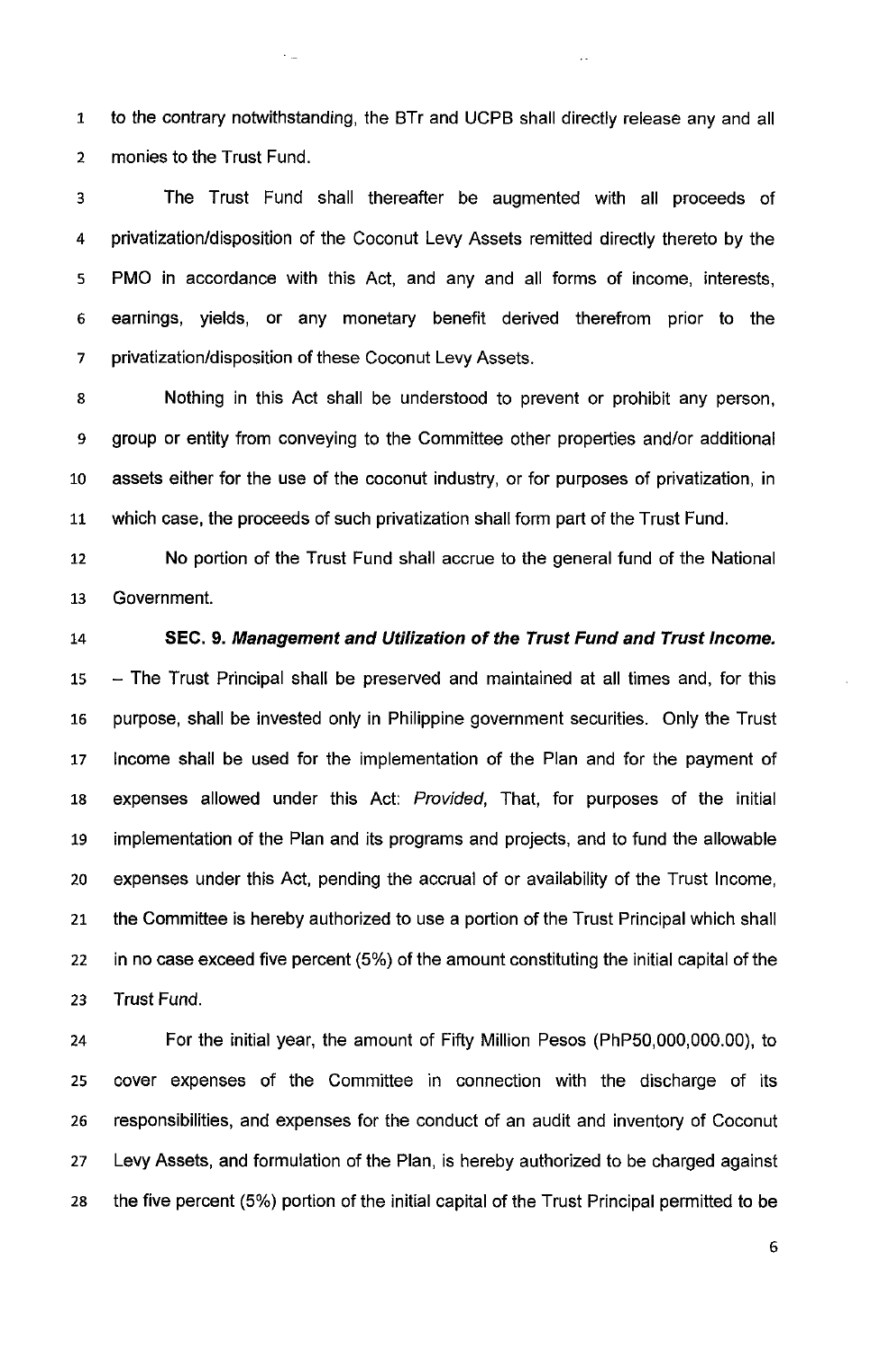to the contrary notwithstanding, the BTr and UCPB shall directly release any and all monies to the Trust Fund.

The Trust Fund shall thereafter be augmented with all proceeds of privatization/disposition of the Coconut Levy Assets remitted directly thereto by the PMO in accordance with this Act, and any and all forms of income, interests, earnings, yields, or any monetary benefit derived therefrom prior to the privatization/disposition of these Coconut Levy Assets.

Nothing in this Act shall be understood to prevent or prohibit any person, group or entity from conveying to the Committee other properties and/or additional assets either for the use of the coconut industry, or for purposes of privatization, in which case, the proceeds of such privatization shall form part of the Trust Fund.

No portion of the Trust Fund shall accrue to the general fund of the National Government.

**SEC. 9. *Management and Utilization of the Trust Fund and Trust Income.*** – The Trust Principal shall be preserved and maintained at all times and, for this purpose, shall be invested only in Philippine government securities. Only the Trust Income shall be used for the implementation of the Plan and for the payment of expenses allowed under this Act: *Provided*, That, for purposes of the initial implementation of the Plan and its programs and projects, and to fund the allowable expenses under this Act, pending the accrual of or availability of the Trust Income, the Committee is hereby authorized to use a portion of the Trust Principal which shall in no case exceed five percent (5%) of the amount constituting the initial capital of the Trust Fund.

For the initial year, the amount of Fifty Million Pesos (PhP50,000,000.00), to cover expenses of the Committee in connection with the discharge of its responsibilities, and expenses for the conduct of an audit and inventory of Coconut Levy Assets, and formulation of the Plan, is hereby authorized to be charged against the five percent (5%) portion of the initial capital of the Trust Principal permitted to be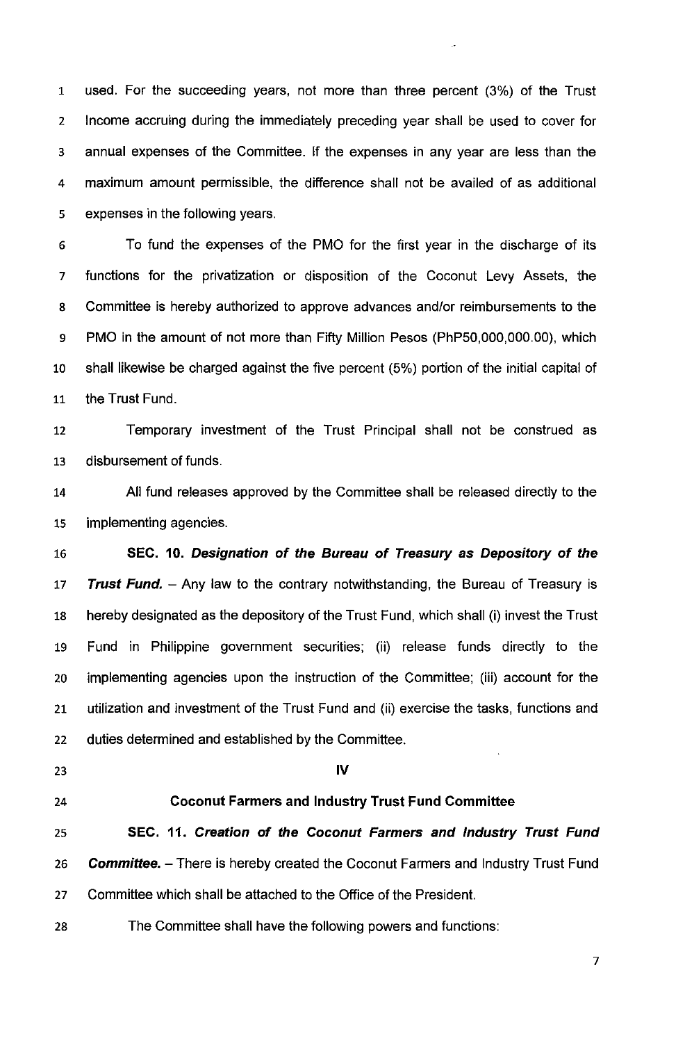used. For the succeeding years, not more than three percent (3%) of the Trust Income accruing during the immediately preceding year shall be used to cover for annual expenses of the Committee. If the expenses in any year are less than the maximum amount permissible, the difference shall not be availed of as additional expenses in the following years.

To fund the expenses of the PMO for the first year in the discharge of its functions for the privatization or disposition of the Coconut Levy Assets, the Committee is hereby authorized to approve advances and/or reimbursements to the PMO in the amount of not more than Fifty Million Pesos (PhP50,000,000.00), which shall likewise be charged against the five percent (5%) portion of the initial capital of the Trust Fund.

Temporary investment of the Trust Principal shall not be construed as disbursement of funds.

All fund releases approved by the Committee shall be released directly to the implementing agencies.

**SEC. 10.** ***Designation of the Bureau of Treasury as Depository of the Trust Fund.*** – Any law to the contrary notwithstanding, the Bureau of Treasury is hereby designated as the depository of the Trust Fund, which shall (i) invest the Trust Fund in Philippine government securities; (ii) release funds directly to the implementing agencies upon the instruction of the Committee; (iii) account for the utilization and investment of the Trust Fund and (ii) exercise the tasks, functions and duties determined and established by the Committee.

## IV

## Coconut Farmers and Industry Trust Fund Committee

**SEC. 11.** ***Creation of the Coconut Farmers and Industry Trust Fund Committee.*** – There is hereby created the Coconut Farmers and Industry Trust Fund Committee which shall be attached to the Office of the President.

The Committee shall have the following powers and functions: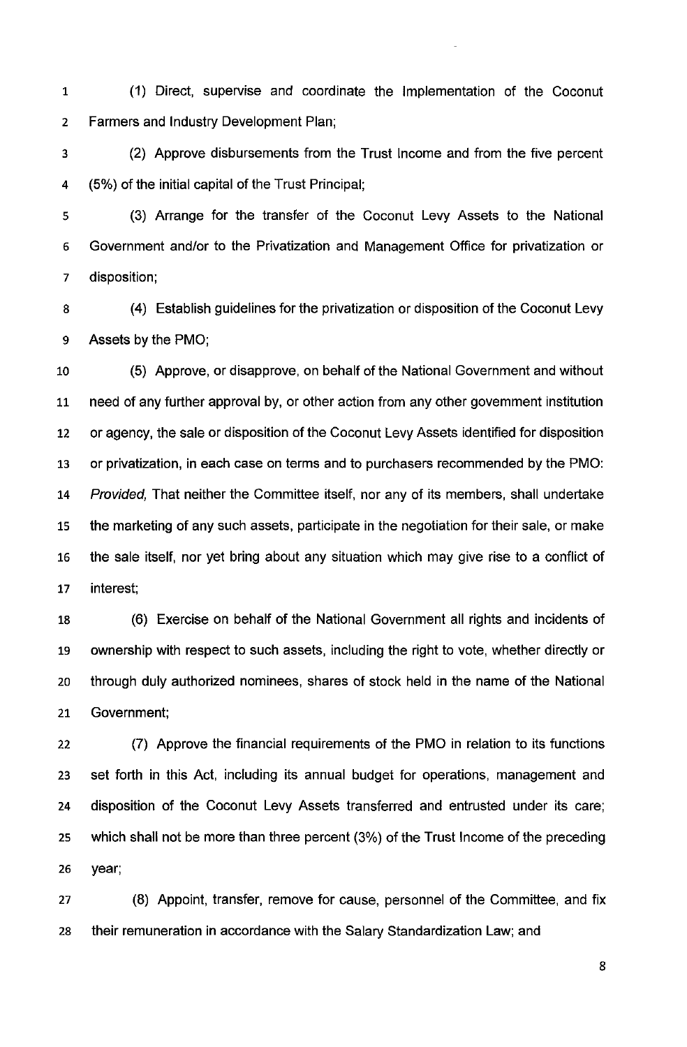(1) Direct, supervise and coordinate the Implementation of the Coconut Farmers and Industry Development Plan;

(2) Approve disbursements from the Trust Income and from the five percent (5%) of the initial capital of the Trust Principal;

(3) Arrange for the transfer of the Coconut Levy Assets to the National Government and/or to the Privatization and Management Office for privatization or disposition;

(4) Establish guidelines for the privatization or disposition of the Coconut Levy Assets by the PMO;

(5) Approve, or disapprove, on behalf of the National Government and without need of any further approval by, or other action from any other government institution or agency, the sale or disposition of the Coconut Levy Assets identified for disposition or privatization, in each case on terms and to purchasers recommended by the PMO: *Provided,* That neither the Committee itself, nor any of its members, shall undertake the marketing of any such assets, participate in the negotiation for their sale, or make the sale itself, nor yet bring about any situation which may give rise to a conflict of interest;

(6) Exercise on behalf of the National Government all rights and incidents of ownership with respect to such assets, including the right to vote, whether directly or through duly authorized nominees, shares of stock held in the name of the National Government;

(7) Approve the financial requirements of the PMO in relation to its functions set forth in this Act, including its annual budget for operations, management and disposition of the Coconut Levy Assets transferred and entrusted under its care; which shall not be more than three percent (3%) of the Trust Income of the preceding year;

(8) Appoint, transfer, remove for cause, personnel of the Committee, and fix their remuneration in accordance with the Salary Standardization Law; and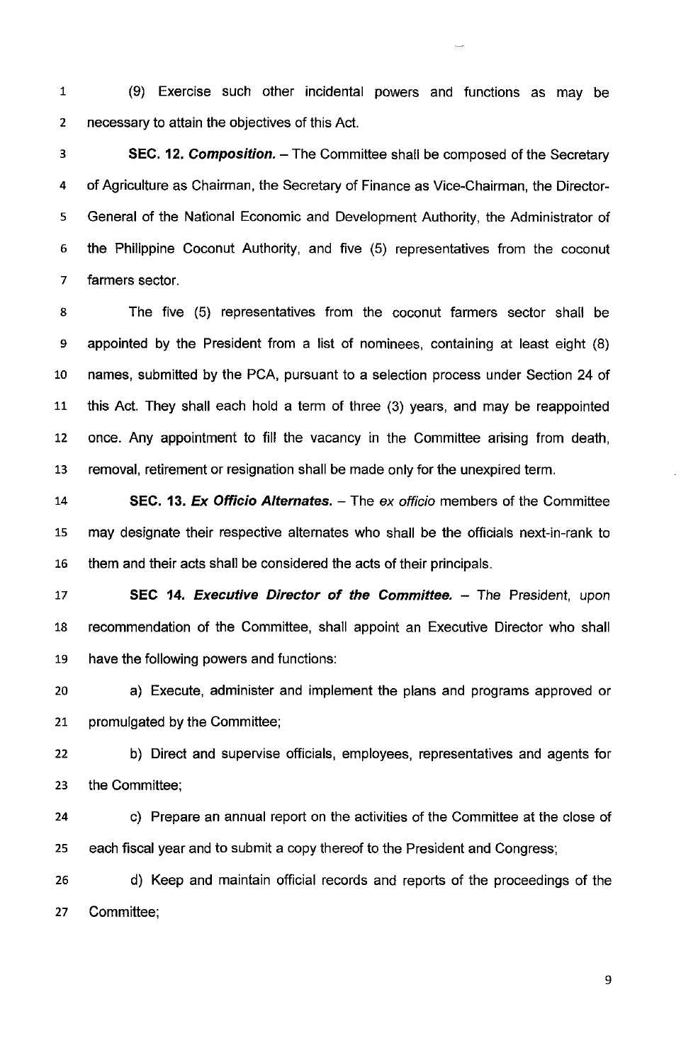(9) Exercise such other incidental powers and functions as may be necessary to attain the objectives of this Act.

**SEC. 12. *Composition.*** – The Committee shall be composed of the Secretary of Agriculture as Chairman, the Secretary of Finance as Vice-Chairman, the Director-General of the National Economic and Development Authority, the Administrator of the Philippine Coconut Authority, and five (5) representatives from the coconut farmers sector.

The five (5) representatives from the coconut farmers sector shall be appointed by the President from a list of nominees, containing at least eight (8) names, submitted by the PCA, pursuant to a selection process under Section 24 of this Act. They shall each hold a term of three (3) years, and may be reappointed once. Any appointment to fill the vacancy in the Committee arising from death, removal, retirement or resignation shall be made only for the unexpired term.

**SEC. 13. *Ex Officio Alternates.*** – The *ex officio* members of the Committee may designate their respective alternates who shall be the officials next-in-rank to them and their acts shall be considered the acts of their principals.

**SEC 14. *Executive Director of the Committee.*** – The President, upon recommendation of the Committee, shall appoint an Executive Director who shall have the following powers and functions:

a) Execute, administer and implement the plans and programs approved or promulgated by the Committee;

b) Direct and supervise officials, employees, representatives and agents for the Committee;

c) Prepare an annual report on the activities of the Committee at the close of each fiscal year and to submit a copy thereof to the President and Congress;

d) Keep and maintain official records and reports of the proceedings of the Committee;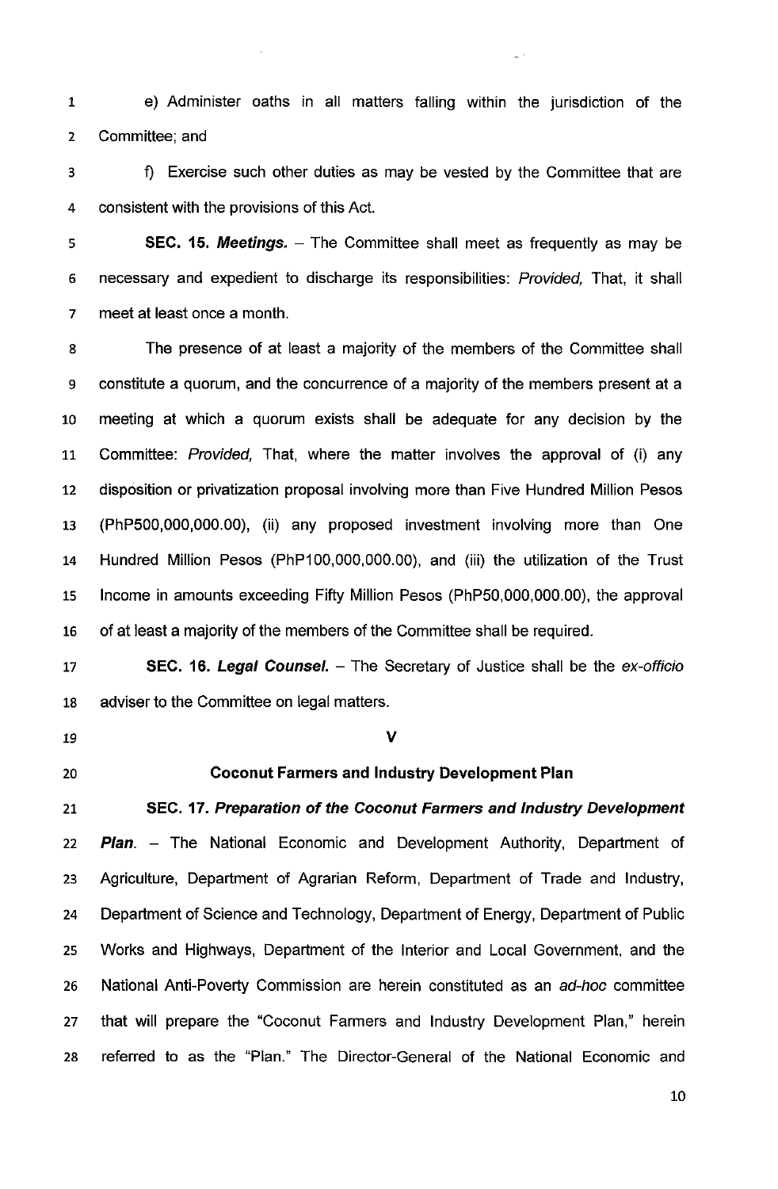e) Administer oaths in all matters falling within the jurisdiction of the Committee; and

f) Exercise such other duties as may be vested by the Committee that are consistent with the provisions of this Act.

**SEC. 15. *Meetings.*** – The Committee shall meet as frequently as may be necessary and expedient to discharge its responsibilities: *Provided,* That, it shall meet at least once a month.

The presence of at least a majority of the members of the Committee shall constitute a quorum, and the concurrence of a majority of the members present at a meeting at which a quorum exists shall be adequate for any decision by the Committee: *Provided,* That, where the matter involves the approval of (i) any disposition or privatization proposal involving more than Five Hundred Million Pesos (PhP500,000,000.00), (ii) any proposed investment involving more than One Hundred Million Pesos (PhP100,000,000.00), and (iii) the utilization of the Trust Income in amounts exceeding Fifty Million Pesos (PhP50,000,000.00), the approval of at least a majority of the members of the Committee shall be required.

**SEC. 16. *Legal Counsel.*** – The Secretary of Justice shall be the *ex-officio* adviser to the Committee on legal matters.

## V

## Coconut Farmers and Industry Development Plan

**SEC. 17. *Preparation of the Coconut Farmers and Industry Development Plan*.** – The National Economic and Development Authority, Department of Agriculture, Department of Agrarian Reform, Department of Trade and Industry, Department of Science and Technology, Department of Energy, Department of Public Works and Highways, Department of the Interior and Local Government, and the National Anti-Poverty Commission are herein constituted as an *ad-hoc* committee that will prepare the "Coconut Farmers and Industry Development Plan," herein referred to as the "Plan." The Director-General of the National Economic and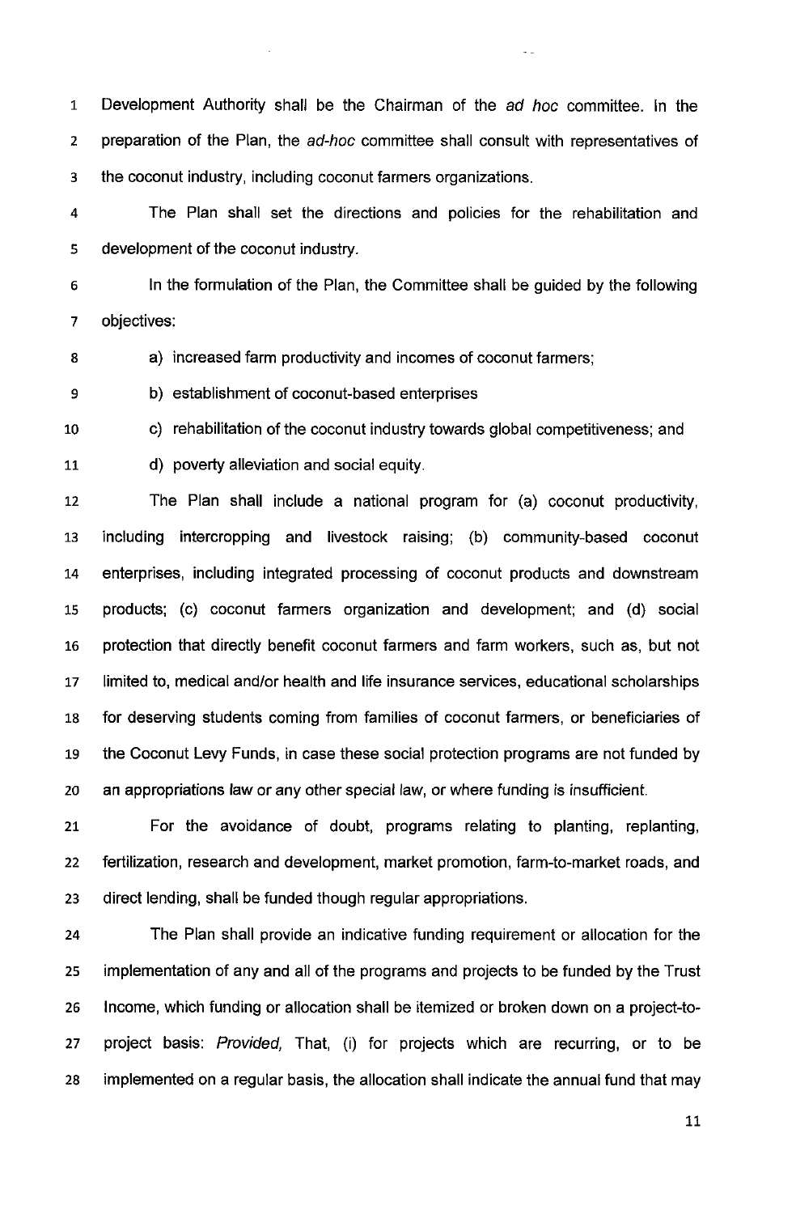Development Authority shall be the Chairman of the *ad hoc* committee. In the preparation of the Plan, the *ad-hoc* committee shall consult with representatives of the coconut industry, including coconut farmers organizations.

The Plan shall set the directions and policies for the rehabilitation and development of the coconut industry.

In the formulation of the Plan, the Committee shall be guided by the following objectives:

a) increased farm productivity and incomes of coconut farmers;

b) establishment of coconut-based enterprises

c) rehabilitation of the coconut industry towards global competitiveness; and

d) poverty alleviation and social equity.

The Plan shall include a national program for (a) coconut productivity, including intercropping and livestock raising; (b) community-based coconut enterprises, including integrated processing of coconut products and downstream products; (c) coconut farmers organization and development; and (d) social protection that directly benefit coconut farmers and farm workers, such as, but not limited to, medical and/or health and life insurance services, educational scholarships for deserving students coming from families of coconut farmers, or beneficiaries of the Coconut Levy Funds, in case these social protection programs are not funded by an appropriations law or any other special law, or where funding is insufficient.

For the avoidance of doubt, programs relating to planting, replanting, fertilization, research and development, market promotion, farm-to-market roads, and direct lending, shall be funded though regular appropriations.

The Plan shall provide an indicative funding requirement or allocation for the implementation of any and all of the programs and projects to be funded by the Trust Income, which funding or allocation shall be itemized or broken down on a project-to-project basis: *Provided,* That, (i) for projects which are recurring, or to be implemented on a regular basis, the allocation shall indicate the annual fund that may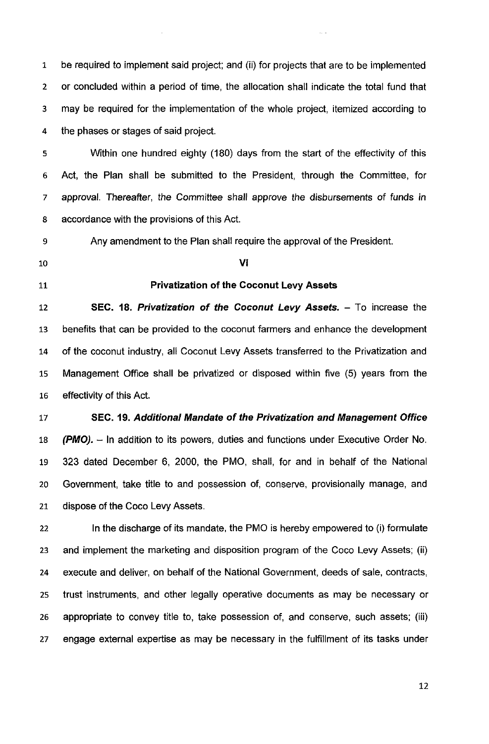be required to implement said project; and (ii) for projects that are to be implemented or concluded within a period of time, the allocation shall indicate the total fund that may be required for the implementation of the whole project, itemized according to the phases or stages of said project.

Within one hundred eighty (180) days from the start of the effectivity of this Act, the Plan shall be submitted to the President, through the Committee, for approval. Thereafter, the Committee shall approve the disbursements of funds in accordance with the provisions of this Act.

Any amendment to the Plan shall require the approval of the President.

### VI

### Privatization of the Coconut Levy Assets

**SEC. 18.** ***Privatization of the Coconut Levy Assets.*** – To increase the benefits that can be provided to the coconut farmers and enhance the development of the coconut industry, all Coconut Levy Assets transferred to the Privatization and Management Office shall be privatized or disposed within five (5) years from the effectivity of this Act.

**SEC. 19.** ***Additional Mandate of the Privatization and Management Office (PMO).*** – In addition to its powers, duties and functions under Executive Order No. 323 dated December 6, 2000, the PMO, shall, for and in behalf of the National Government, take title to and possession of, conserve, provisionally manage, and dispose of the Coco Levy Assets.

In the discharge of its mandate, the PMO is hereby empowered to (i) formulate and implement the marketing and disposition program of the Coco Levy Assets; (ii) execute and deliver, on behalf of the National Government, deeds of sale, contracts, trust instruments, and other legally operative documents as may be necessary or appropriate to convey title to, take possession of, and conserve, such assets; (iii) engage external expertise as may be necessary in the fulfillment of its tasks under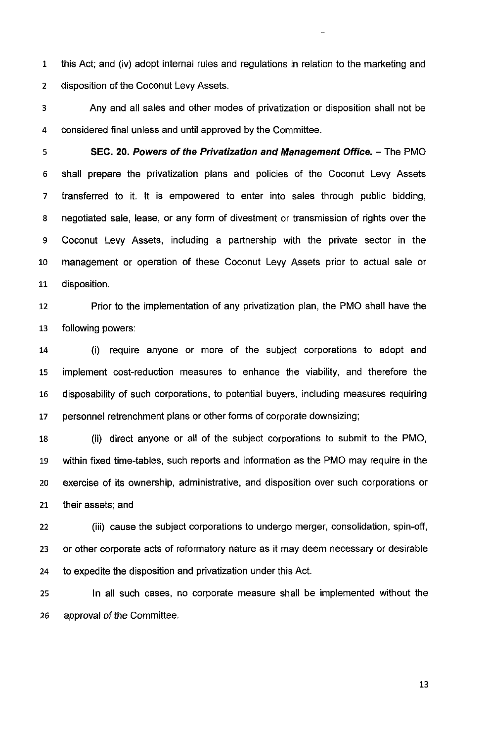this Act; and (iv) adopt internal rules and regulations in relation to the marketing and disposition of the Coconut Levy Assets.

Any and all sales and other modes of privatization or disposition shall not be considered final unless and until approved by the Committee.

**SEC. 20. *Powers of the Privatization and Management Office.*** – The PMO shall prepare the privatization plans and policies of the Coconut Levy Assets transferred to it. It is empowered to enter into sales through public bidding, negotiated sale, lease, or any form of divestment or transmission of rights over the Coconut Levy Assets, including a partnership with the private sector in the management or operation of these Coconut Levy Assets prior to actual sale or disposition.

Prior to the implementation of any privatization plan, the PMO shall have the following powers:

(i) require anyone or more of the subject corporations to adopt and implement cost-reduction measures to enhance the viability, and therefore the disposability of such corporations, to potential buyers, including measures requiring personnel retrenchment plans or other forms of corporate downsizing;

(ii) direct anyone or all of the subject corporations to submit to the PMO, within fixed time-tables, such reports and information as the PMO may require in the exercise of its ownership, administrative, and disposition over such corporations or their assets; and

(iii) cause the subject corporations to undergo merger, consolidation, spin-off, or other corporate acts of reformatory nature as it may deem necessary or desirable to expedite the disposition and privatization under this Act.

In all such cases, no corporate measure shall be implemented without the approval of the Committee.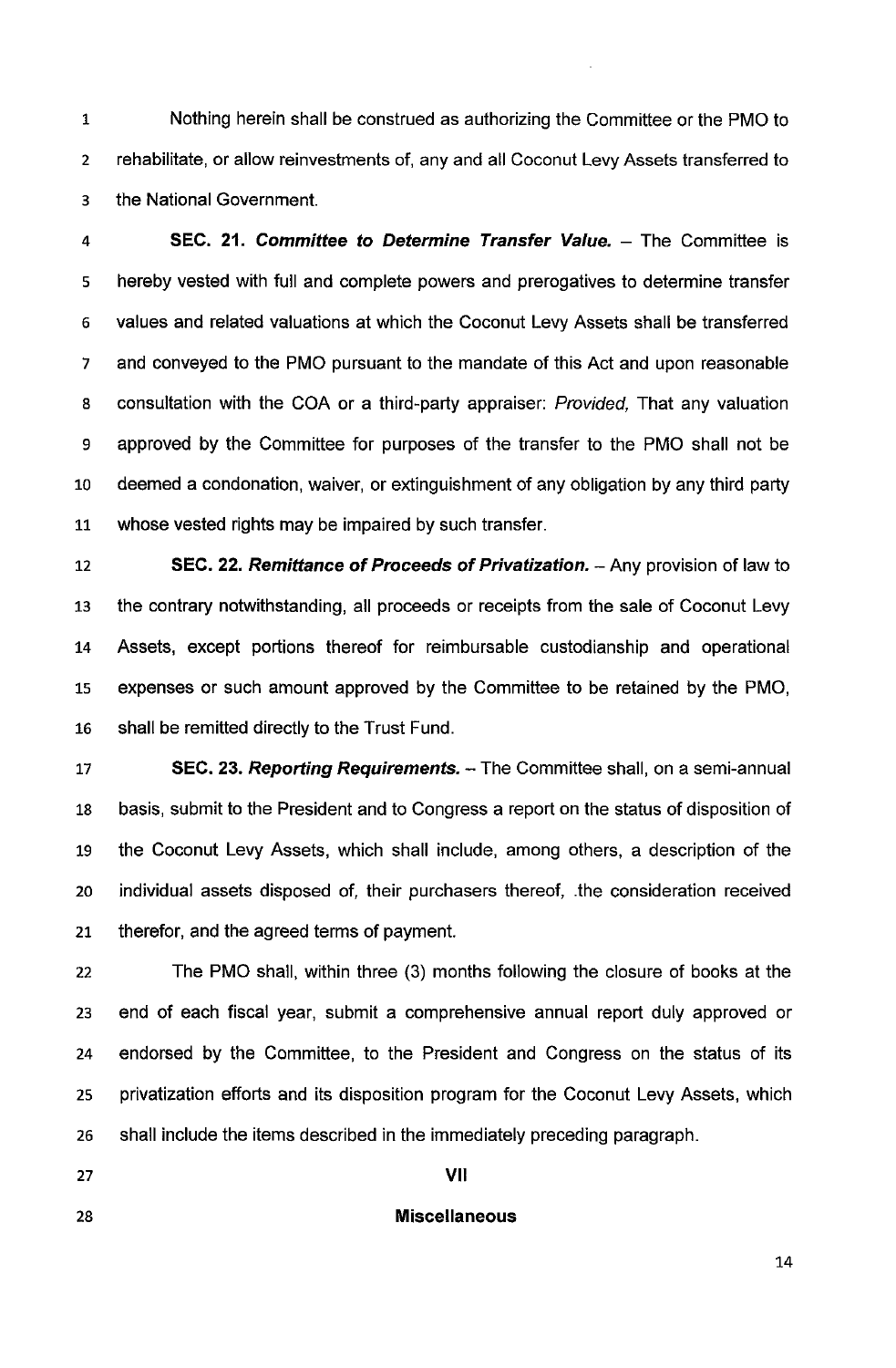Nothing herein shall be construed as authorizing the Committee or the PMO to rehabilitate, or allow reinvestments of, any and all Coconut Levy Assets transferred to the National Government.

**SEC. 21. *Committee to Determine Transfer Value.*** – The Committee is hereby vested with full and complete powers and prerogatives to determine transfer values and related valuations at which the Coconut Levy Assets shall be transferred and conveyed to the PMO pursuant to the mandate of this Act and upon reasonable consultation with the COA or a third-party appraiser: *Provided,* That any valuation approved by the Committee for purposes of the transfer to the PMO shall not be deemed a condonation, waiver, or extinguishment of any obligation by any third party whose vested rights may be impaired by such transfer.

**SEC. 22. *Remittance of Proceeds of Privatization.*** – Any provision of law to the contrary notwithstanding, all proceeds or receipts from the sale of Coconut Levy Assets, except portions thereof for reimbursable custodianship and operational expenses or such amount approved by the Committee to be retained by the PMO, shall be remitted directly to the Trust Fund.

**SEC. 23. *Reporting Requirements.*** – The Committee shall, on a semi-annual basis, submit to the President and to Congress a report on the status of disposition of the Coconut Levy Assets, which shall include, among others, a description of the individual assets disposed of, their purchasers thereof, .the consideration received therefor, and the agreed terms of payment.

The PMO shall, within three (3) months following the closure of books at the end of each fiscal year, submit a comprehensive annual report duly approved or endorsed by the Committee, to the President and Congress on the status of its privatization efforts and its disposition program for the Coconut Levy Assets, which shall include the items described in the immediately preceding paragraph.

## VII

## Miscellaneous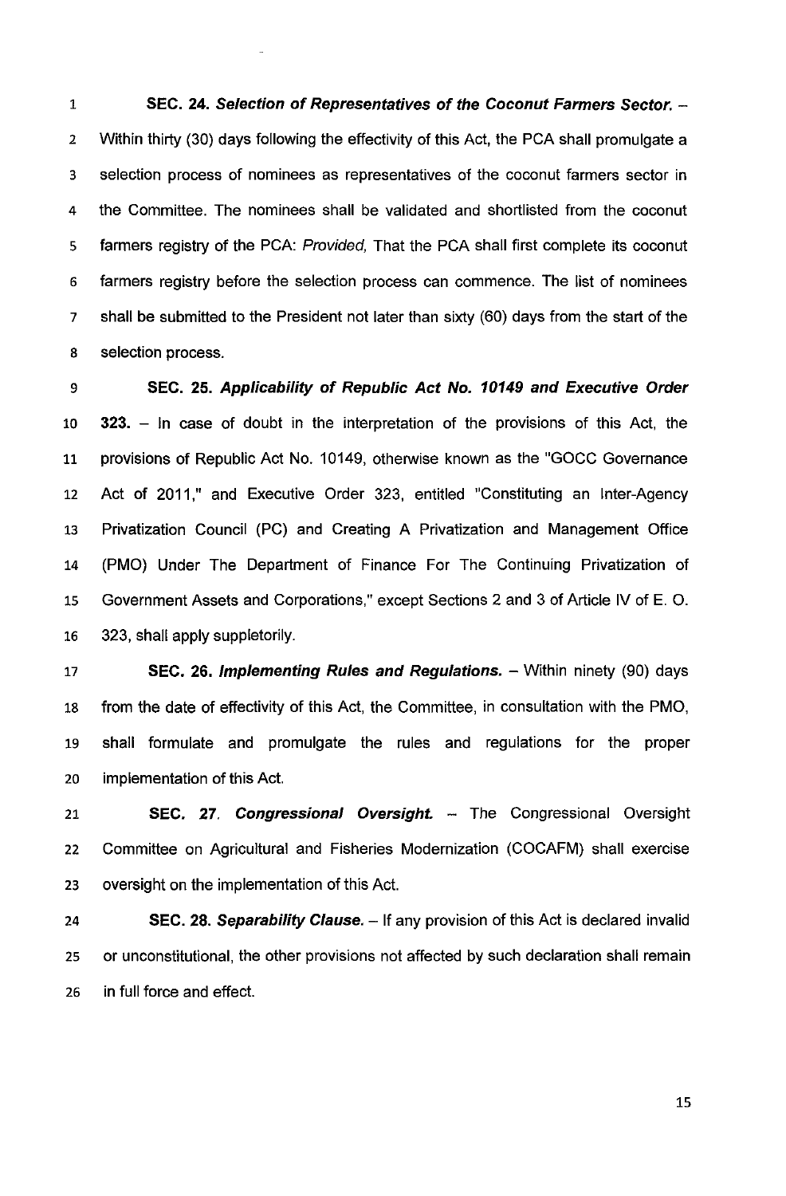**SEC. 24. *Selection of Representatives of the Coconut Farmers Sector.*** – Within thirty (30) days following the effectivity of this Act, the PCA shall promulgate a selection process of nominees as representatives of the coconut farmers sector in the Committee. The nominees shall be validated and shortlisted from the coconut farmers registry of the PCA: *Provided,* That the PCA shall first complete its coconut farmers registry before the selection process can commence. The list of nominees shall be submitted to the President not later than sixty (60) days from the start of the selection process.

**SEC. 25. *Applicability of Republic Act No. 10149 and Executive Order 323.*** – In case of doubt in the interpretation of the provisions of this Act, the provisions of Republic Act No. 10149, otherwise known as the "GOCC Governance Act of 2011," and Executive Order 323, entitled "Constituting an Inter-Agency Privatization Council (PC) and Creating A Privatization and Management Office (PMO) Under The Department of Finance For The Continuing Privatization of Government Assets and Corporations," except Sections 2 and 3 of Article IV of E. O. 323, shall apply suppletorily.

**SEC. 26. *Implementing Rules and Regulations.*** – Within ninety (90) days from the date of effectivity of this Act, the Committee, in consultation with the PMO, shall formulate and promulgate the rules and regulations for the proper implementation of this Act.

**SEC. 27. *Congressional Oversight.*** – The Congressional Oversight Committee on Agricultural and Fisheries Modernization (COCAFM) shall exercise oversight on the implementation of this Act.

**SEC. 28. *Separability Clause.*** – If any provision of this Act is declared invalid or unconstitutional, the other provisions not affected by such declaration shall remain in full force and effect.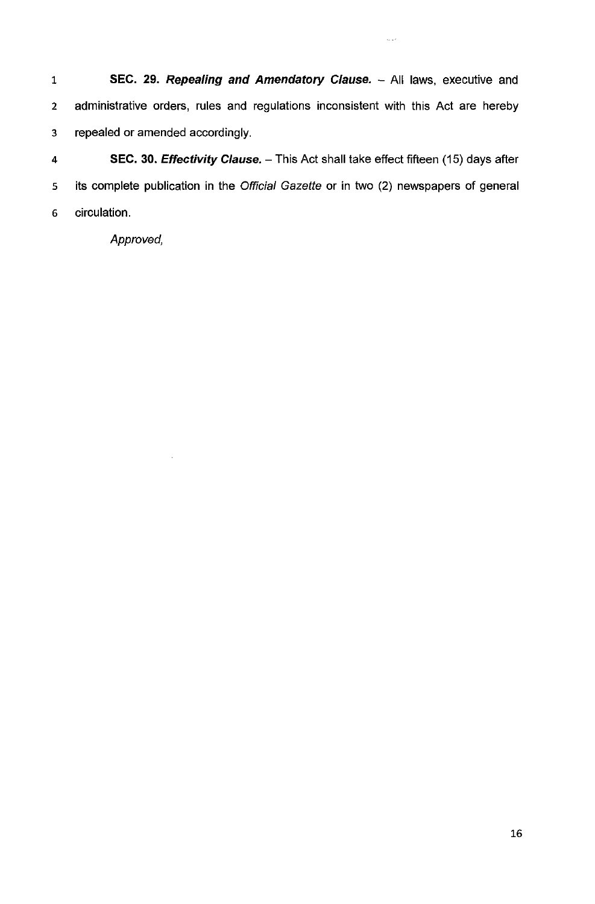**SEC. 29. *Repealing and Amendatory Clause.*** – All laws, executive and administrative orders, rules and regulations inconsistent with this Act are hereby repealed or amended accordingly.

**SEC. 30. *Effectivity Clause.*** – This Act shall take effect fifteen (15) days after its complete publication in the *Official Gazette* or in two (2) newspapers of general circulation.

*Approved,*